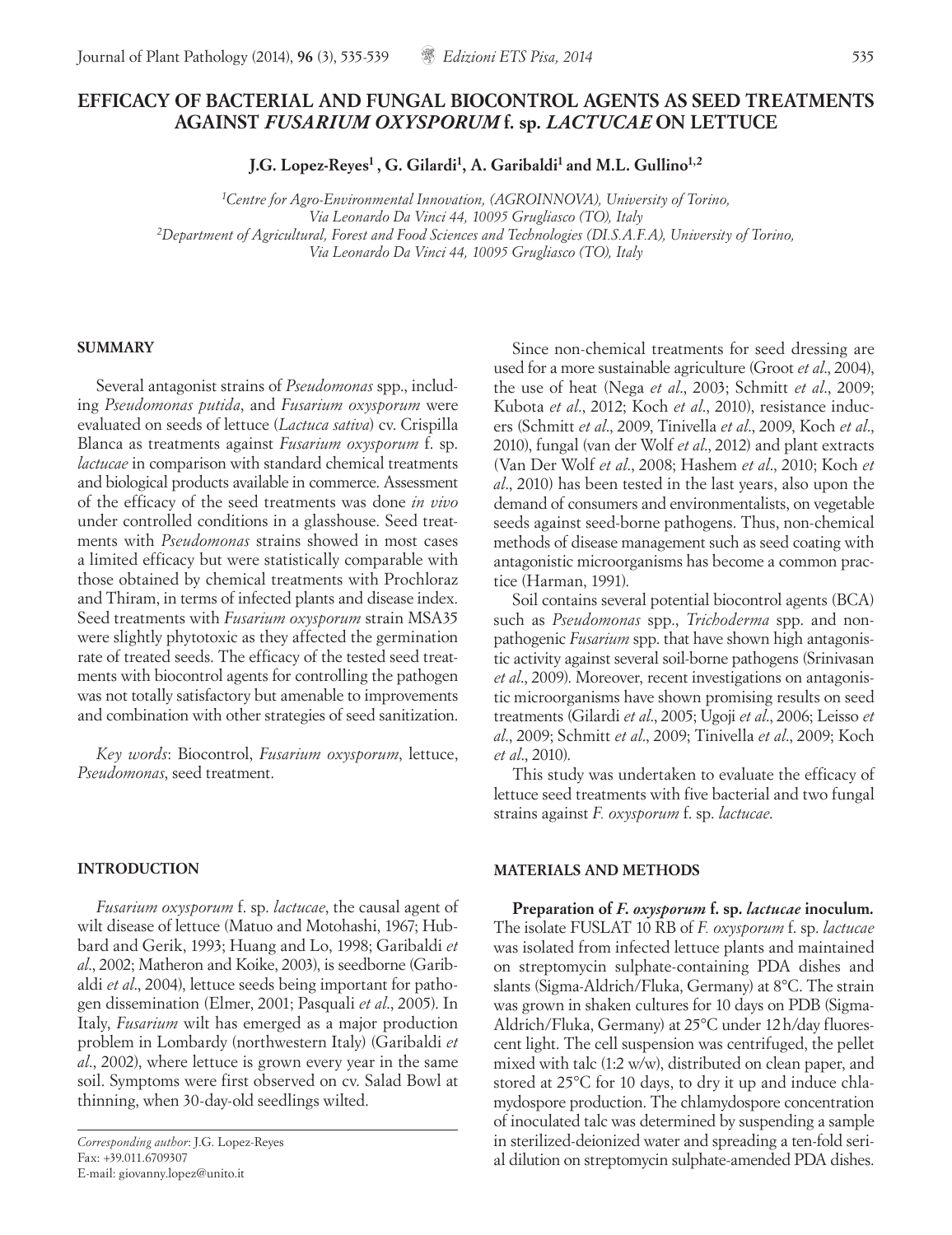# EFFICACY OF BACTERIAL AND FUNGAL BIOCONTROL AGENTS AS SEED TREATMENTS AGAINST *FUSARIUM OXYSPORUM* f. sp. *LACTUCAE* ON LETTUCE

**J.G. Lopez-Reyes[1], G. Gilardi[1], A. Garibaldi[1] and M.L. Gullino[1,2]**

[1]*Centre for Agro-Environmental Innovation, (AGROINNOVA), University of Torino, Via Leonardo Da Vinci 44, 10095 Grugliasco (TO), Italy*
[2]*Department of Agricultural, Forest and Food Sciences and Technologies (DI.S.A.F.A), University of Torino, Via Leonardo Da Vinci 44, 10095 Grugliasco (TO), Italy*

## SUMMARY

Several antagonist strains of *Pseudomonas* spp., including *Pseudomonas putida*, and *Fusarium oxysporum* were evaluated on seeds of lettuce (*Lactuca sativa*) cv. Crispilla Blanca as treatments against *Fusarium oxysporum* f. sp. *lactucae* in comparison with standard chemical treatments and biological products available in commerce. Assessment of the efficacy of the seed treatments was done *in vivo* under controlled conditions in a glasshouse. Seed treatments with *Pseudomonas* strains showed in most cases a limited efficacy but were statistically comparable with those obtained by chemical treatments with Prochloraz and Thiram, in terms of infected plants and disease index. Seed treatments with *Fusarium oxysporum* strain MSA35 were slightly phytotoxic as they affected the germination rate of treated seeds. The efficacy of the tested seed treatments with biocontrol agents for controlling the pathogen was not totally satisfactory but amenable to improvements and combination with other strategies of seed sanitization.

*Key words*: Biocontrol, *Fusarium oxysporum*, lettuce, *Pseudomonas*, seed treatment.

## INTRODUCTION

*Fusarium oxysporum* f. sp. *lactucae*, the causal agent of wilt disease of lettuce (Matuo and Motohashi, 1967; Hubbard and Gerik, 1993; Huang and Lo, 1998; Garibaldi *et al*., 2002; Matheron and Koike, 2003), is seedborne (Garibaldi *et al*., 2004), lettuce seeds being important for pathogen dissemination (Elmer, 2001; Pasquali *et al*., 2005). In Italy, *Fusarium* wilt has emerged as a major production problem in Lombardy (northwestern Italy) (Garibaldi *et al*., 2002), where lettuce is grown every year in the same soil. Symptoms were first observed on cv. Salad Bowl at thinning, when 30-day-old seedlings wilted.

*Corresponding author*: J.G. Lopez-Reyes
Fax: +39.011.6709307
E-mail: giovanny.lopez@unito.it

Since non-chemical treatments for seed dressing are used for a more sustainable agriculture (Groot *et al*., 2004), the use of heat (Nega *et al*., 2003; Schmitt *et al*., 2009; Kubota *et al*., 2012; Koch *et al*., 2010), resistance inducers (Schmitt *et al*., 2009, Tinivella *et al*., 2009, Koch *et al*., 2010), fungal (van der Wolf *et al*., 2012) and plant extracts (Van Der Wolf *et al*., 2008; Hashem *et al*., 2010; Koch *et al*., 2010) has been tested in the last years, also upon the demand of consumers and environmentalists, on vegetable seeds against seed-borne pathogens. Thus, non-chemical methods of disease management such as seed coating with antagonistic microorganisms has become a common practice (Harman, 1991).

Soil contains several potential biocontrol agents (BCA) such as *Pseudomonas* spp., *Trichoderma* spp. and non-pathogenic *Fusarium* spp. that have shown high antagonistic activity against several soil-borne pathogens (Srinivasan *et al*., 2009). Moreover, recent investigations on antagonistic microorganisms have shown promising results on seed treatments (Gilardi *et al*., 2005; Ugoji *et al*., 2006; Leisso *et al*., 2009; Schmitt *et al*., 2009; Tinivella *et al*., 2009; Koch *et al*., 2010).

This study was undertaken to evaluate the efficacy of lettuce seed treatments with five bacterial and two fungal strains against *F. oxysporum* f. sp. *lactucae*.

## MATERIALS AND METHODS

**Preparation of *F. oxysporum* f. sp. *lactucae* inoculum.** The isolate FUSLAT 10 RB of *F. oxysporum* f. sp. *lactucae* was isolated from infected lettuce plants and maintained on streptomycin sulphate-containing PDA dishes and slants (Sigma-Aldrich/Fluka, Germany) at 8°C. The strain was grown in shaken cultures for 10 days on PDB (Sigma-Aldrich/Fluka, Germany) at 25°C under 12 h/day fluorescent light. The cell suspension was centrifuged, the pellet mixed with talc (1:2 w/w), distributed on clean paper, and stored at 25°C for 10 days, to dry it up and induce chlamydospore production. The chlamydospore concentration of inoculated talc was determined by suspending a sample in sterilized-deionized water and spreading a ten-fold serial dilution on streptomycin sulphate-amended PDA dishes.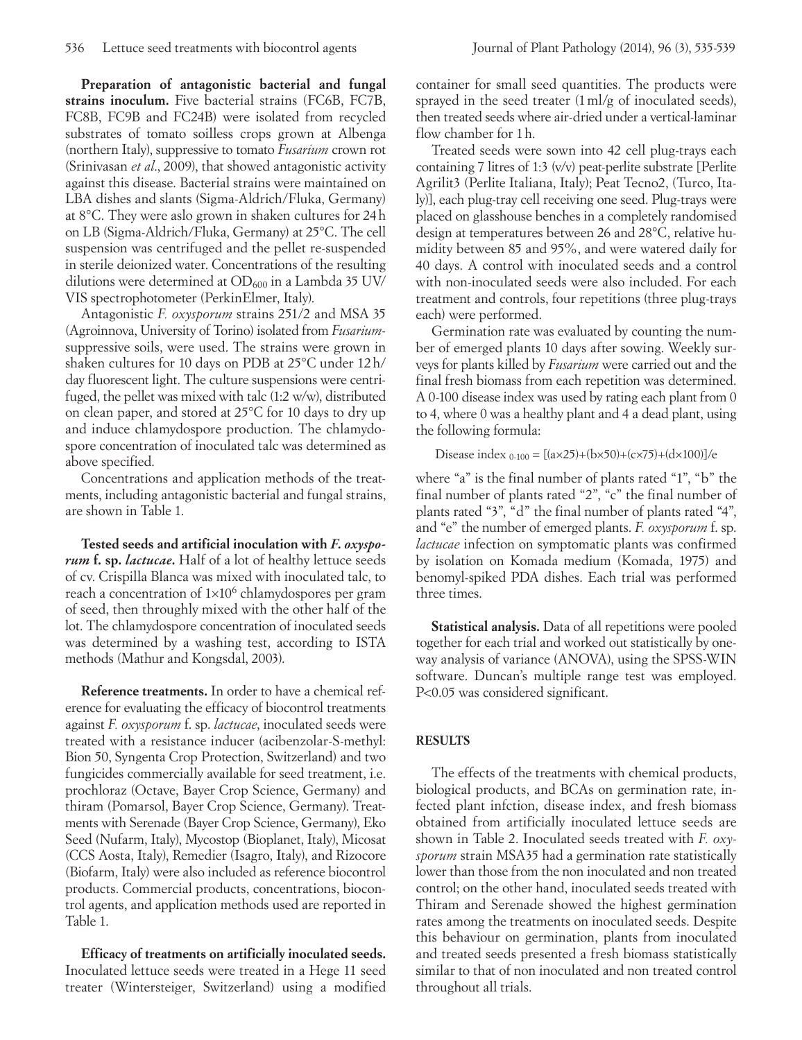**Preparation of antagonistic bacterial and fungal strains inoculum.** Five bacterial strains (FC6B, FC7B, FC8B, FC9B and FC24B) were isolated from recycled substrates of tomato soilless crops grown at Albenga (northern Italy), suppressive to tomato *Fusarium* crown rot (Srinivasan *et al*., 2009), that showed antagonistic activity against this disease. Bacterial strains were maintained on LBA dishes and slants (Sigma-Aldrich/Fluka, Germany) at 8°C. They were aslo grown in shaken cultures for 24 h on LB (Sigma-Aldrich/Fluka, Germany) at 25°C. The cell suspension was centrifuged and the pellet re-suspended in sterile deionized water. Concentrations of the resulting dilutions were determined at $OD_{600}$ in a Lambda 35 UV/VIS spectrophotometer (PerkinElmer, Italy).

Antagonistic *F. oxysporum* strains 251/2 and MSA 35 (Agroinnova, University of Torino) isolated from *Fusarium*-suppressive soils, were used. The strains were grown in shaken cultures for 10 days on PDB at 25°C under 12 h/day fluorescent light. The culture suspensions were centrifuged, the pellet was mixed with talc (1:2 w/w), distributed on clean paper, and stored at 25°C for 10 days to dry up and induce chlamydospore production. The chlamydospore concentration of inoculated talc was determined as above specified.

Concentrations and application methods of the treatments, including antagonistic bacterial and fungal strains, are shown in Table 1.

**Tested seeds and artificial inoculation with *F. oxysporum* f. sp. *lactucae*.** Half of a lot of healthy lettuce seeds of cv. Crispilla Blanca was mixed with inoculated talc, to reach a concentration of $1\times10^6$ chlamydospores per gram of seed, then throughly mixed with the other half of the lot. The chlamydospore concentration of inoculated seeds was determined by a washing test, according to ISTA methods (Mathur and Kongsdal, 2003).

**Reference treatments.** In order to have a chemical reference for evaluating the efficacy of biocontrol treatments against *F. oxysporum* f. sp. *lactucae*, inoculated seeds were treated with a resistance inducer (acibenzolar-S-methyl: Bion 50, Syngenta Crop Protection, Switzerland) and two fungicides commercially available for seed treatment, i.e. prochloraz (Octave, Bayer Crop Science, Germany) and thiram (Pomarsol, Bayer Crop Science, Germany). Treatments with Serenade (Bayer Crop Science, Germany), Eko Seed (Nufarm, Italy), Mycostop (Bioplanet, Italy), Micosat (CCS Aosta, Italy), Remedier (Isagro, Italy), and Rizocore (Biofarm, Italy) were also included as reference biocontrol products. Commercial products, concentrations, biocontrol agents, and application methods used are reported in Table 1.

**Efficacy of treatments on artificially inoculated seeds.** Inoculated lettuce seeds were treated in a Hege 11 seed treater (Wintersteiger, Switzerland) using a modified container for small seed quantities. The products were sprayed in the seed treater (1 ml/g of inoculated seeds), then treated seeds where air-dried under a vertical-laminar flow chamber for 1 h.

Treated seeds were sown into 42 cell plug-trays each containing 7 litres of 1:3 (v/v) peat-perlite substrate [Perlite Agrilit3 (Perlite Italiana, Italy); Peat Tecno2, (Turco, Italy)], each plug-tray cell receiving one seed. Plug-trays were placed on glasshouse benches in a completely randomised design at temperatures between 26 and 28°C, relative humidity between 85 and 95%, and were watered daily for 40 days. A control with inoculated seeds and a control with non-inoculated seeds were also included. For each treatment and controls, four repetitions (three plug-trays each) were performed.

Germination rate was evaluated by counting the number of emerged plants 10 days after sowing. Weekly surveys for plants killed by *Fusarium* were carried out and the final fresh biomass from each repetition was determined. A 0-100 disease index was used by rating each plant from 0 to 4, where 0 was a healthy plant and 4 a dead plant, using the following formula:

$$\text{Disease index}_{0\text{-}100} = [(a\times25)+(b\times50)+(c\times75)+(d\times100)]/e$$

where "a" is the final number of plants rated "1", "b" the final number of plants rated "2", "c" the final number of plants rated "3", "d" the final number of plants rated "4", and "e" the number of emerged plants. *F. oxysporum* f. sp. *lactucae* infection on symptomatic plants was confirmed by isolation on Komada medium (Komada, 1975) and benomyl-spiked PDA dishes. Each trial was performed three times.

**Statistical analysis.** Data of all repetitions were pooled together for each trial and worked out statistically by one-way analysis of variance (ANOVA), using the SPSS-WIN software. Duncan's multiple range test was employed. $P<0.05$ was considered significant.

## RESULTS

The effects of the treatments with chemical products, biological products, and BCAs on germination rate, infected plant infction, disease index, and fresh biomass obtained from artificially inoculated lettuce seeds are shown in Table 2. Inoculated seeds treated with *F. oxysporum* strain MSA35 had a germination rate statistically lower than those from the non inoculated and non treated control; on the other hand, inoculated seeds treated with Thiram and Serenade showed the highest germination rates among the treatments on inoculated seeds. Despite this behaviour on germination, plants from inoculated and treated seeds presented a fresh biomass statistically similar to that of non inoculated and non treated control throughout all trials.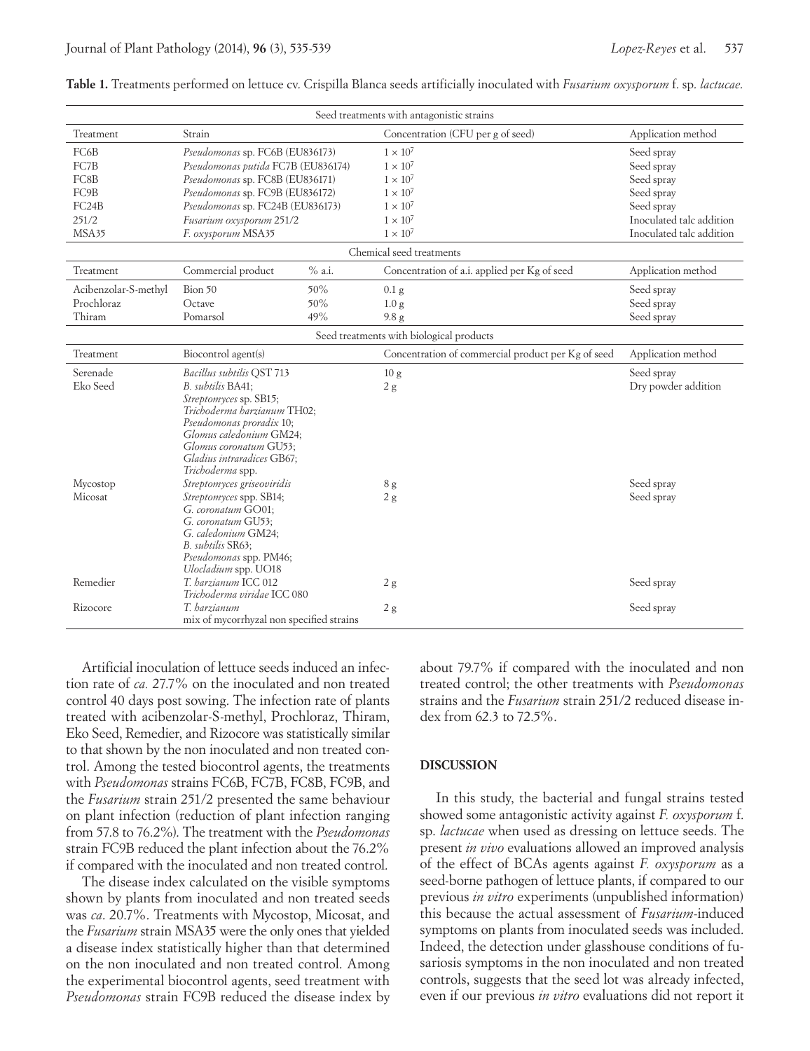**Table 1.** Treatments performed on lettuce cv. Crispilla Blanca seeds artificially inoculated with *Fusarium oxysporum* f. sp. *lactucae*.

| Seed treatments with antagonistic strains | | | | |
|---|---|---|---|---|
| Treatment | Strain | | Concentration (CFU per g of seed) | Application method |
| FC6B | *Pseudomonas* sp. FC6B (EU836173) | | $1 \times 10^7$ | Seed spray |
| FC7B | *Pseudomonas putida* FC7B (EU836174) | | $1 \times 10^7$ | Seed spray |
| FC8B | *Pseudomonas* sp. FC8B (EU836171) | | $1 \times 10^7$ | Seed spray |
| FC9B | *Pseudomonas* sp. FC9B (EU836172) | | $1 \times 10^7$ | Seed spray |
| FC24B | *Pseudomonas* sp. FC24B (EU836173) | | $1 \times 10^7$ | Seed spray |
| 251/2 | *Fusarium oxysporum* 251/2 | | $1 \times 10^7$ | Inoculated talc addition |
| MSA35 | *F. oxysporum* MSA35 | | $1 \times 10^7$ | Inoculated talc addition |
| **Chemical seed treatments** | | | | |
| Treatment | Commercial product | % a.i. | Concentration of a.i. applied per Kg of seed | Application method |
| Acibenzolar-S-methyl | Bion 50 | 50% | 0.1 g | Seed spray |
| Prochloraz | Octave | 50% | 1.0 g | Seed spray |
| Thiram | Pomarsol | 49% | 9.8 g | Seed spray |
| **Seed treatments with biological products** | | | | |
| Treatment | Biocontrol agent(s) | | Concentration of commercial product per Kg of seed | Application method |
| Serenade | *Bacillus subtilis* QST 713 | | 10 g | Seed spray |
| Eko Seed | *B. subtilis* BA41; *Streptomyces* sp. SB15; *Trichoderma harzianum* TH02; *Pseudomonas proradix* 10; *Glomus caledonium* GM24; *Glomus coronatum* GU53; *Gladius intraradices* GB67; *Trichoderma* spp. | | 2 g | Dry powder addition |
| Mycostop | *Streptomyces griseoviridis* | | 8 g | Seed spray |
| Micosat | *Streptomyces* spp. SB14; *G. coronatum* GO01; *G. coronatum* GU53; *G. caledonium* GM24; *B. subtilis* SR63; *Pseudomonas* spp. PM46; *Ulocladium* spp. UO18 | | 2 g | Seed spray |
| Remedier | *T. harzianum* ICC 012 *Trichoderma viridae* ICC 080 | | 2 g | Seed spray |
| Rizocore | *T. harzianum* mix of mycorrhyzal non specified strains | | 2 g | Seed spray |

Artificial inoculation of lettuce seeds induced an infection rate of *ca.* 27.7% on the inoculated and non treated control 40 days post sowing. The infection rate of plants treated with acibenzolar-S-methyl, Prochloraz, Thiram, Eko Seed, Remedier, and Rizocore was statistically similar to that shown by the non inoculated and non treated control. Among the tested biocontrol agents, the treatments with *Pseudomonas* strains FC6B, FC7B, FC8B, FC9B, and the *Fusarium* strain 251/2 presented the same behaviour on plant infection (reduction of plant infection ranging from 57.8 to 76.2%). The treatment with the *Pseudomonas* strain FC9B reduced the plant infection about the 76.2% if compared with the inoculated and non treated control.

The disease index calculated on the visible symptoms shown by plants from inoculated and non treated seeds was *ca*. 20.7%. Treatments with Mycostop, Micosat, and the *Fusarium* strain MSA35 were the only ones that yielded a disease index statistically higher than that determined on the non inoculated and non treated control. Among the experimental biocontrol agents, seed treatment with *Pseudomonas* strain FC9B reduced the disease index by about 79.7% if compared with the inoculated and non treated control; the other treatments with *Pseudomonas* strains and the *Fusarium* strain 251/2 reduced disease index from 62.3 to 72.5%.

## DISCUSSION

In this study, the bacterial and fungal strains tested showed some antagonistic activity against *F. oxysporum* f. sp. *lactucae* when used as dressing on lettuce seeds. The present *in vivo* evaluations allowed an improved analysis of the effect of BCAs agents against *F. oxysporum* as a seed-borne pathogen of lettuce plants, if compared to our previous *in vitro* experiments (unpublished information) this because the actual assessment of *Fusarium*-induced symptoms on plants from inoculated seeds was included. Indeed, the detection under glasshouse conditions of fusariosis symptoms in the non inoculated and non treated controls, suggests that the seed lot was already infected, even if our previous *in vitro* evaluations did not report it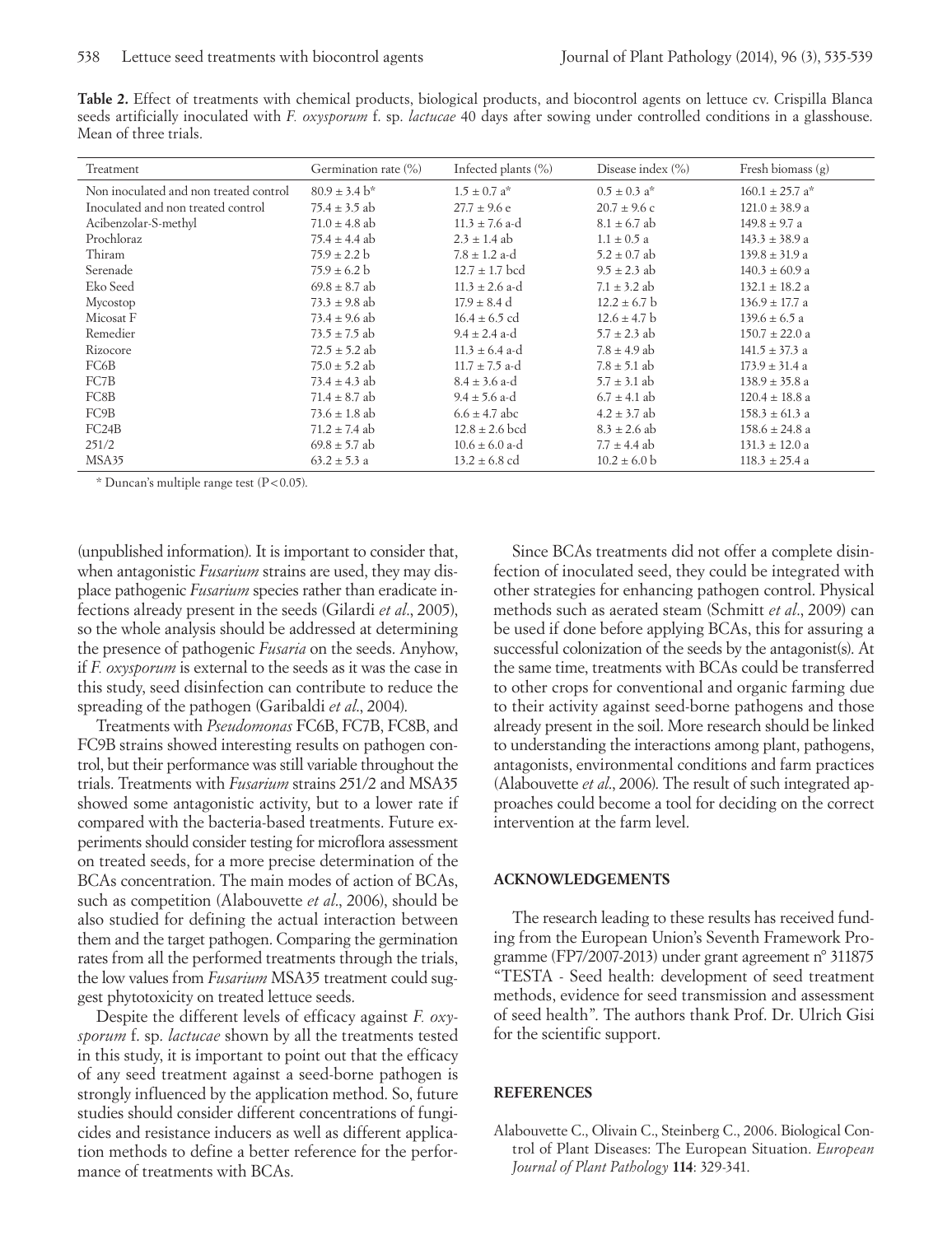**Table 2.** Effect of treatments with chemical products, biological products, and biocontrol agents on lettuce cv. Crispilla Blanca seeds artificially inoculated with *F. oxysporum* f. sp. *lactucae* 40 days after sowing under controlled conditions in a glasshouse. Mean of three trials.

| Treatment | Germination rate (%) | Infected plants (%) | Disease index (%) | Fresh biomass (g) |
|---|---|---|---|---|
| Non inoculated and non treated control | 80.9 ± 3.4 b* | 1.5 ± 0.7 a* | 0.5 ± 0.3 a* | 160.1 ± 25.7 a* |
| Inoculated and non treated control | 75.4 ± 3.5 ab | 27.7 ± 9.6 e | 20.7 ± 9.6 c | 121.0 ± 38.9 a |
| Acibenzolar-S-methyl | 71.0 ± 4.8 ab | 11.3 ± 7.6 a-d | 8.1 ± 6.7 ab | 149.8 ± 9.7 a |
| Prochloraz | 75.4 ± 4.4 ab | 2.3 ± 1.4 ab | 1.1 ± 0.5 a | 143.3 ± 38.9 a |
| Thiram | 75.9 ± 2.2 b | 7.8 ± 1.2 a-d | 5.2 ± 0.7 ab | 139.8 ± 31.9 a |
| Serenade | 75.9 ± 6.2 b | 12.7 ± 1.7 bcd | 9.5 ± 2.3 ab | 140.3 ± 60.9 a |
| Eko Seed | 69.8 ± 8.7 ab | 11.3 ± 2.6 a-d | 7.1 ± 3.2 ab | 132.1 ± 18.2 a |
| Mycostop | 73.3 ± 9.8 ab | 17.9 ± 8.4 d | 12.2 ± 6.7 b | 136.9 ± 17.7 a |
| Micosat F | 73.4 ± 9.6 ab | 16.4 ± 6.5 cd | 12.6 ± 4.7 b | 139.6 ± 6.5 a |
| Remedier | 73.5 ± 7.5 ab | 9.4 ± 2.4 a-d | 5.7 ± 2.3 ab | 150.7 ± 22.0 a |
| Rizocore | 72.5 ± 5.2 ab | 11.3 ± 6.4 a-d | 7.8 ± 4.9 ab | 141.5 ± 37.3 a |
| FC6B | 75.0 ± 5.2 ab | 11.7 ± 7.5 a-d | 7.8 ± 5.1 ab | 173.9 ± 31.4 a |
| FC7B | 73.4 ± 4.3 ab | 8.4 ± 3.6 a-d | 5.7 ± 3.1 ab | 138.9 ± 35.8 a |
| FC8B | 71.4 ± 8.7 ab | 9.4 ± 5.6 a-d | 6.7 ± 4.1 ab | 120.4 ± 18.8 a |
| FC9B | 73.6 ± 1.8 ab | 6.6 ± 4.7 abc | 4.2 ± 3.7 ab | 158.3 ± 61.3 a |
| FC24B | 71.2 ± 7.4 ab | 12.8 ± 2.6 bcd | 8.3 ± 2.6 ab | 158.6 ± 24.8 a |
| 251/2 | 69.8 ± 5.7 ab | 10.6 ± 6.0 a-d | 7.7 ± 4.4 ab | 131.3 ± 12.0 a |
| MSA35 | 63.2 ± 5.3 a | 13.2 ± 6.8 cd | 10.2 ± 6.0 b | 118.3 ± 25.4 a |

\* Duncan's multiple range test ($P<0.05$).

(unpublished information). It is important to consider that, when antagonistic *Fusarium* strains are used, they may displace pathogenic *Fusarium* species rather than eradicate infections already present in the seeds (Gilardi *et al*., 2005), so the whole analysis should be addressed at determining the presence of pathogenic *Fusaria* on the seeds. Anyhow, if *F. oxysporum* is external to the seeds as it was the case in this study, seed disinfection can contribute to reduce the spreading of the pathogen (Garibaldi *et al*., 2004).

Treatments with *Pseudomonas* FC6B, FC7B, FC8B, and FC9B strains showed interesting results on pathogen control, but their performance was still variable throughout the trials. Treatments with *Fusarium* strains 251/2 and MSA35 showed some antagonistic activity, but to a lower rate if compared with the bacteria-based treatments. Future experiments should consider testing for microflora assessment on treated seeds, for a more precise determination of the BCAs concentration. The main modes of action of BCAs, such as competition (Alabouvette *et al*., 2006), should be also studied for defining the actual interaction between them and the target pathogen. Comparing the germination rates from all the performed treatments through the trials, the low values from *Fusarium* MSA35 treatment could suggest phytotoxicity on treated lettuce seeds.

Despite the different levels of efficacy against *F. oxysporum* f. sp. *lactucae* shown by all the treatments tested in this study, it is important to point out that the efficacy of any seed treatment against a seed-borne pathogen is strongly influenced by the application method. So, future studies should consider different concentrations of fungicides and resistance inducers as well as different application methods to define a better reference for the performance of treatments with BCAs.

Since BCAs treatments did not offer a complete disinfection of inoculated seed, they could be integrated with other strategies for enhancing pathogen control. Physical methods such as aerated steam (Schmitt *et al*., 2009) can be used if done before applying BCAs, this for assuring a successful colonization of the seeds by the antagonist(s). At the same time, treatments with BCAs could be transferred to other crops for conventional and organic farming due to their activity against seed-borne pathogens and those already present in the soil. More research should be linked to understanding the interactions among plant, pathogens, antagonists, environmental conditions and farm practices (Alabouvette *et al*., 2006). The result of such integrated approaches could become a tool for deciding on the correct intervention at the farm level.

## ACKNOWLEDGEMENTS

The research leading to these results has received funding from the European Union's Seventh Framework Programme (FP7/2007-2013) under grant agreement n° 311875 "TESTA - Seed health: development of seed treatment methods, evidence for seed transmission and assessment of seed health". The authors thank Prof. Dr. Ulrich Gisi for the scientific support.

## REFERENCES

Alabouvette C., Olivain C., Steinberg C., 2006. Biological Control of Plant Diseases: The European Situation. *European Journal of Plant Pathology* **114**: 329-341.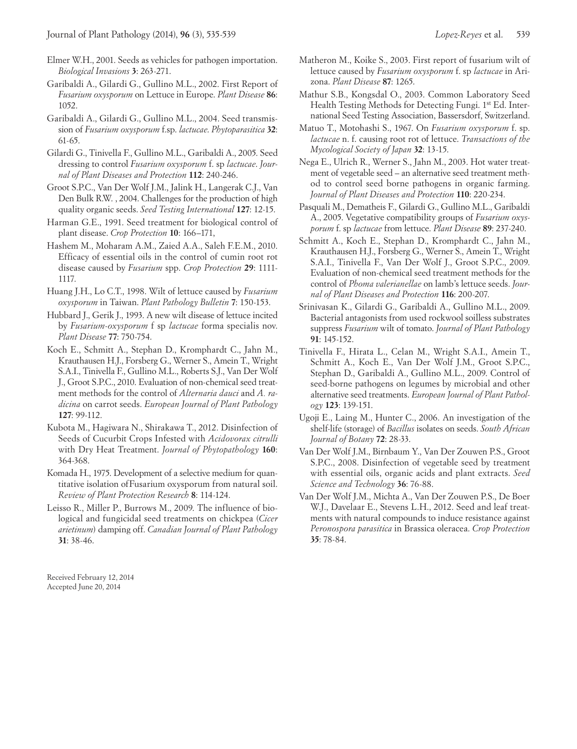Elmer W.H., 2001. Seeds as vehicles for pathogen importation. *Biological Invasions* **3**: 263-271.

Garibaldi A., Gilardi G., Gullino M.L., 2002. First Report of *Fusarium oxysporum* on Lettuce in Europe. *Plant Disease* **86**: 1052.

Garibaldi A., Gilardi G., Gullino M.L., 2004. Seed transmission of *Fusarium oxysporum* f.sp. *lactucae*. *Phytoparasitica* **32**: 61-65.

Gilardi G., Tinivella F., Gullino M.L., Garibaldi A., 2005. Seed dressing to control *Fusarium oxysporum* f. sp *lactucae*. *Journal of Plant Diseases and Protection* **112**: 240-246.

Groot S.P.C., Van Der Wolf J.M., Jalink H., Langerak C.J., Van Den Bulk R.W. , 2004. Challenges for the production of high quality organic seeds. *Seed Testing International* **127**: 12-15.

Harman G.E., 1991. Seed treatment for biological control of plant disease. *Crop Protection* **10**: 166–171,

Hashem M., Moharam A.M., Zaied A.A., Saleh F.E.M., 2010. Efficacy of essential oils in the control of cumin root rot disease caused by *Fusarium* spp. *Crop Protection* **29**: 1111-1117.

Huang J.H., Lo C.T., 1998. Wilt of lettuce caused by *Fusarium oxysporum* in Taiwan. *Plant Pathology Bulletin* **7**: 150-153.

Hubbard J., Gerik J., 1993. A new wilt disease of lettuce incited by *Fusarium-oxysporum* f sp *lactucae* forma specialis nov. *Plant Disease* **77**: 750-754.

Koch E., Schmitt A., Stephan D., Kromphardt C., Jahn M., Krauthausen H.J., Forsberg G., Werner S., Amein T., Wright S.A.I., Tinivella F., Gullino M.L., Roberts S.J., Van Der Wolf J., Groot S.P.C., 2010. Evaluation of non-chemical seed treatment methods for the control of *Alternaria dauci* and *A. radicina* on carrot seeds. *European Journal of Plant Pathology* **127**: 99-112.

Kubota M., Hagiwara N., Shirakawa T., 2012. Disinfection of Seeds of Cucurbit Crops Infested with *Acidovorax citrulli* with Dry Heat Treatment. *Journal of Phytopathology* **160**: 364-368.

Komada H., 1975. Development of a selective medium for quantitative isolation ofFusarium oxysporum from natural soil. *Review of Plant Protection Research* **8**: 114-124.

Leisso R., Miller P., Burrows M., 2009. The influence of biological and fungicidal seed treatments on chickpea (*Cicer arietinum*) damping off. *Canadian Journal of Plant Pathology* **31**: 38-46.

Matheron M., Koike S., 2003. First report of fusarium wilt of lettuce caused by *Fusarium oxysporum* f. sp *lactucae* in Arizona. *Plant Disease* **87**: 1265.

Mathur S.B., Kongsdal O., 2003. Common Laboratory Seed Health Testing Methods for Detecting Fungi. 1st Ed. International Seed Testing Association, Bassersdorf, Switzerland.

Matuo T., Motohashi S., 1967. On *Fusarium oxysporum* f. sp. *lactucae* n. f. causing root rot of lettuce. *Transactions of the Mycological Society of Japan* **32**: 13-15.

Nega E., Ulrich R., Werner S., Jahn M., 2003. Hot water treatment of vegetable seed – an alternative seed treatment method to control seed borne pathogens in organic farming. *Journal of Plant Diseases and Protection* **110**: 220-234.

Pasquali M., Dematheis F., Gilardi G., Gullino M.L., Garibaldi A., 2005. Vegetative compatibility groups of *Fusarium oxysporum* f. sp *lactucae* from lettuce. *Plant Disease* **89**: 237-240.

Schmitt A., Koch E., Stephan D., Kromphardt C., Jahn M., Krauthausen H.J., Forsberg G., Werner S., Amein T., Wright S.A.I., Tinivella F., Van Der Wolf J., Groot S.P.C., 2009. Evaluation of non-chemical seed treatment methods for the control of *Phoma valerianellae* on lamb's lettuce seeds. *Journal of Plant Diseases and Protection* **116**: 200-207.

Srinivasan K., Gilardi G., Garibaldi A., Gullino M.L., 2009. Bacterial antagonists from used rockwool soilless substrates suppress *Fusarium* wilt of tomato. *Journal of Plant Pathology* **91**: 145-152.

Tinivella F., Hirata L., Celan M., Wright S.A.I., Amein T., Schmitt A., Koch E., Van Der Wolf J.M., Groot S.P.C., Stephan D., Garibaldi A., Gullino M.L., 2009. Control of seed-borne pathogens on legumes by microbial and other alternative seed treatments. *European Journal of Plant Pathology* **123**: 139-151.

Ugoji E., Laing M., Hunter C., 2006. An investigation of the shelf-life (storage) of *Bacillus* isolates on seeds. *South African Journal of Botany* **72**: 28-33.

Van Der Wolf J.M., Birnbaum Y., Van Der Zouwen P.S., Groot S.P.C., 2008. Disinfection of vegetable seed by treatment with essential oils, organic acids and plant extracts. *Seed Science and Technology* **36**: 76-88.

Van Der Wolf J.M., Michta A., Van Der Zouwen P.S., De Boer W.J., Davelaar E., Stevens L.H., 2012. Seed and leaf treatments with natural compounds to induce resistance against *Peronospora parasitica* in Brassica oleracea. *Crop Protection* **35**: 78-84.

Received February 12, 2014
Accepted June 20, 2014